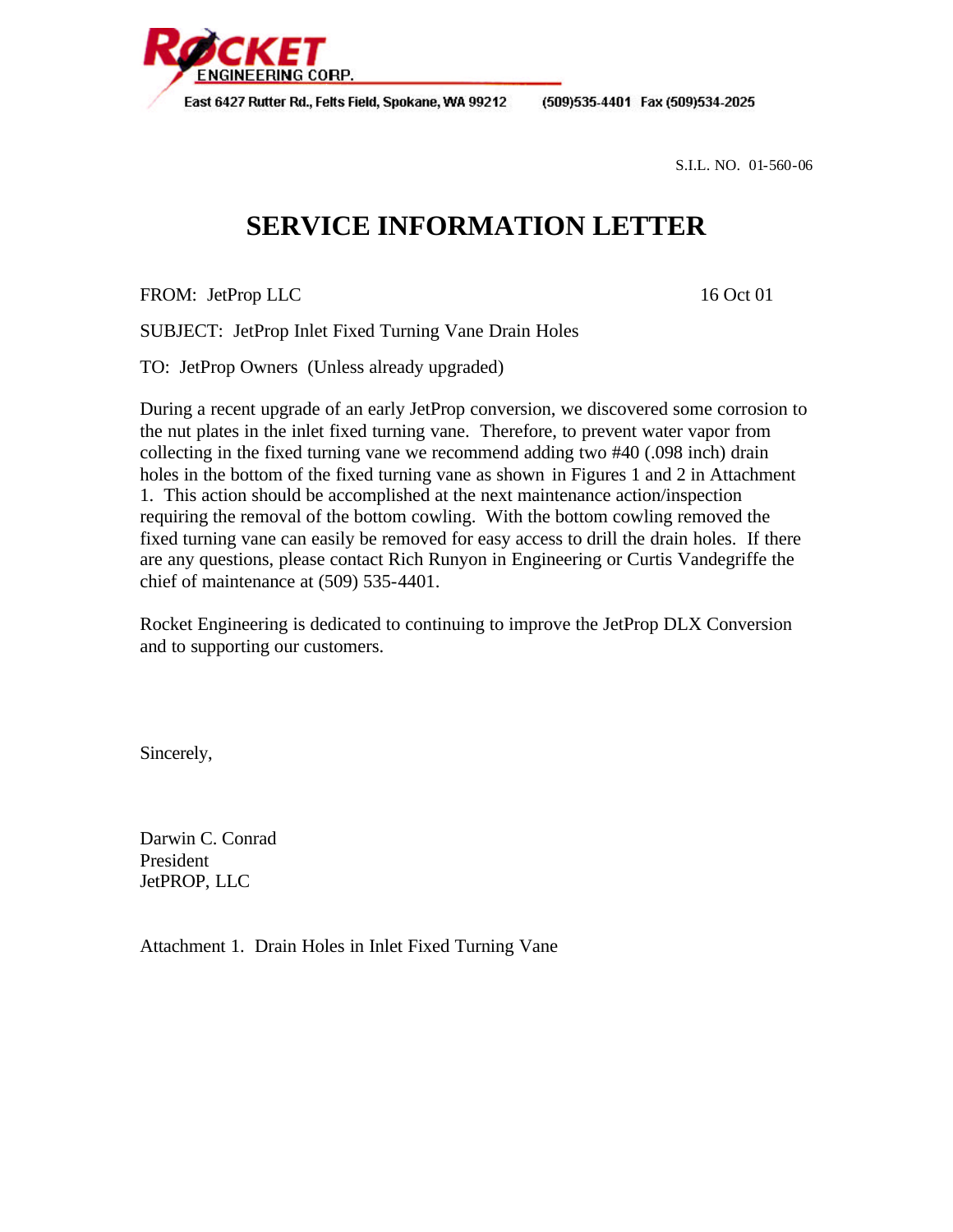ROCKET ENGINEERING CORP.

East 6427 Rutter Rd., Felts Field, Spokane, WA 99212 (509)535-4401 Fax (509)534-2025

S.I.L. NO. 01-560-06

# SERVICE INFORMATION LETTER

FROM: JetProp LLC 16 Oct 01

SUBJECT: JetProp Inlet Fixed Turning Vane Drain Holes

TO: JetProp Owners (Unless already upgraded)

During a recent upgrade of an early JetProp conversion, we discovered some corrosion to the nut plates in the inlet fixed turning vane. Therefore, to prevent water vapor from collecting in the fixed turning vane we recommend adding two #40 (.098 inch) drain holes in the bottom of the fixed turning vane as shown in Figures 1 and 2 in Attachment 1. This action should be accomplished at the next maintenance action/inspection requiring the removal of the bottom cowling. With the bottom cowling removed the fixed turning vane can easily be removed for easy access to drill the drain holes. If there are any questions, please contact Rich Runyon in Engineering or Curtis Vandegriffe the chief of maintenance at (509) 535-4401.

Rocket Engineering is dedicated to continuing to improve the JetProp DLX Conversion and to supporting our customers.

Sincerely,

Darwin C. Conrad
President
JetPROP, LLC

Attachment 1. Drain Holes in Inlet Fixed Turning Vane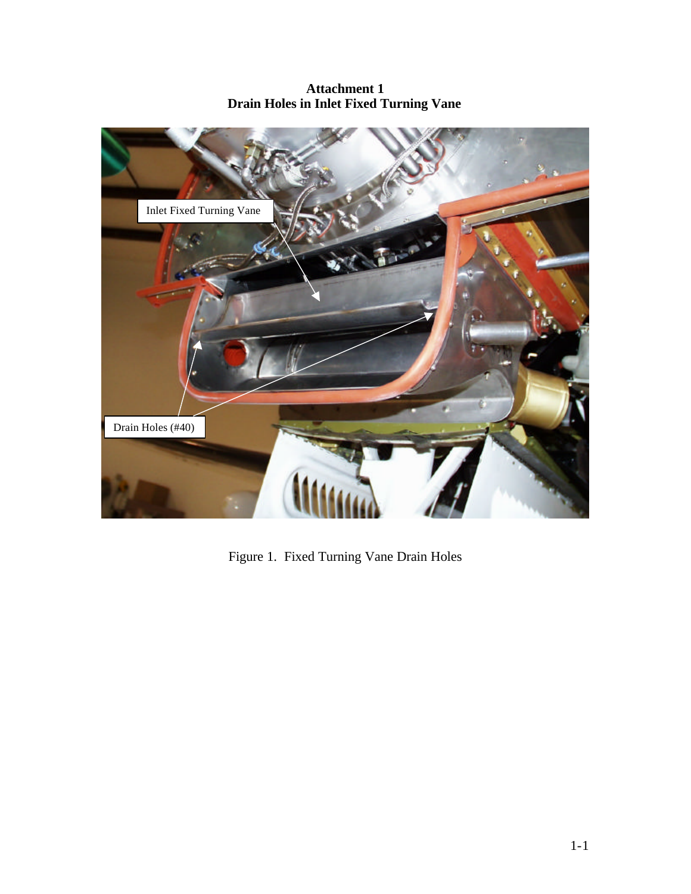**Attachment 1**
**Drain Holes in Inlet Fixed Turning Vane**

Figure 1. Fixed Turning Vane Drain Holes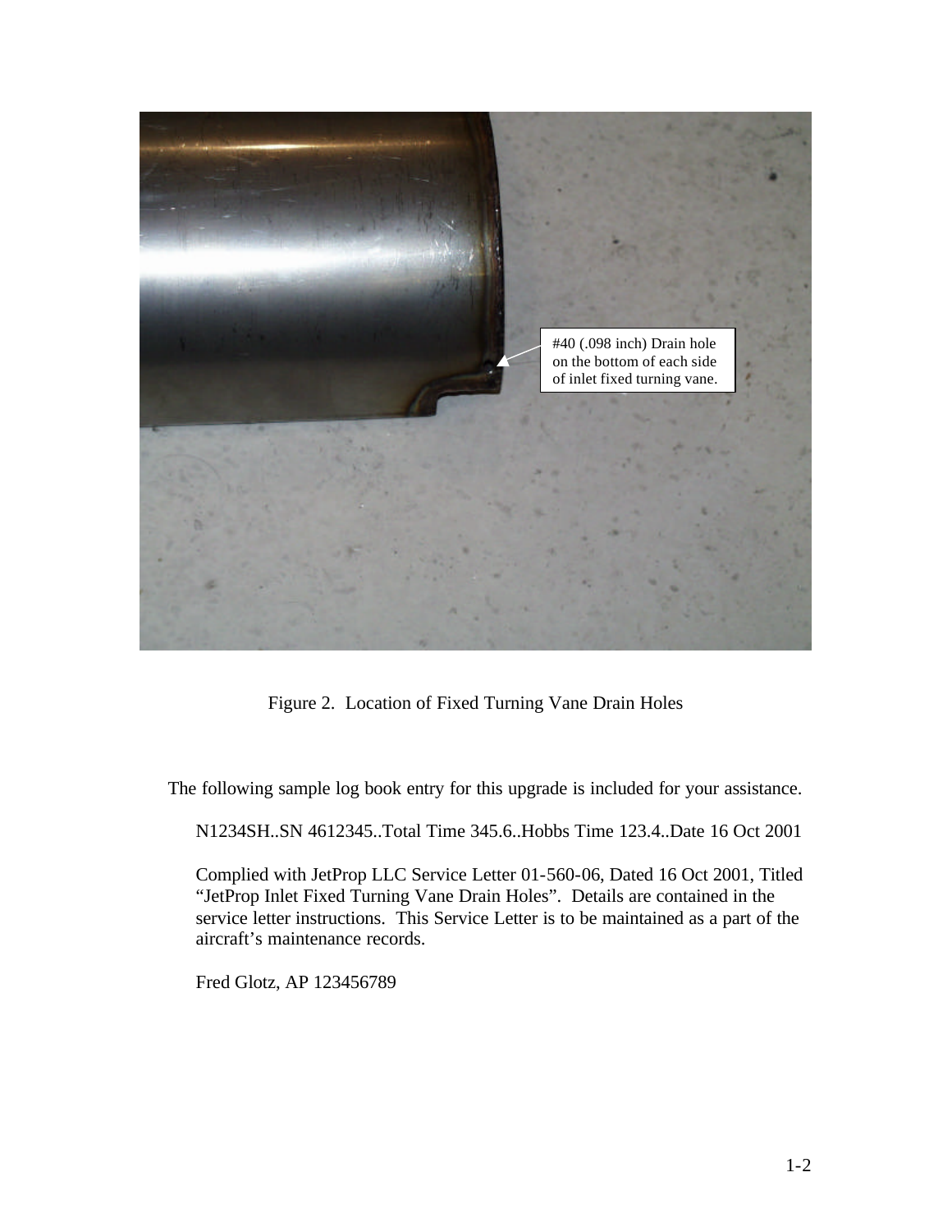#40 (.098 inch) Drain hole on the bottom of each side of inlet fixed turning vane.

Figure 2. Location of Fixed Turning Vane Drain Holes

The following sample log book entry for this upgrade is included for your assistance.

N1234SH..SN 4612345..Total Time 345.6..Hobbs Time 123.4..Date 16 Oct 2001

Complied with JetProp LLC Service Letter 01-560-06, Dated 16 Oct 2001, Titled "JetProp Inlet Fixed Turning Vane Drain Holes". Details are contained in the service letter instructions. This Service Letter is to be maintained as a part of the aircraft's maintenance records.

Fred Glotz, AP 123456789